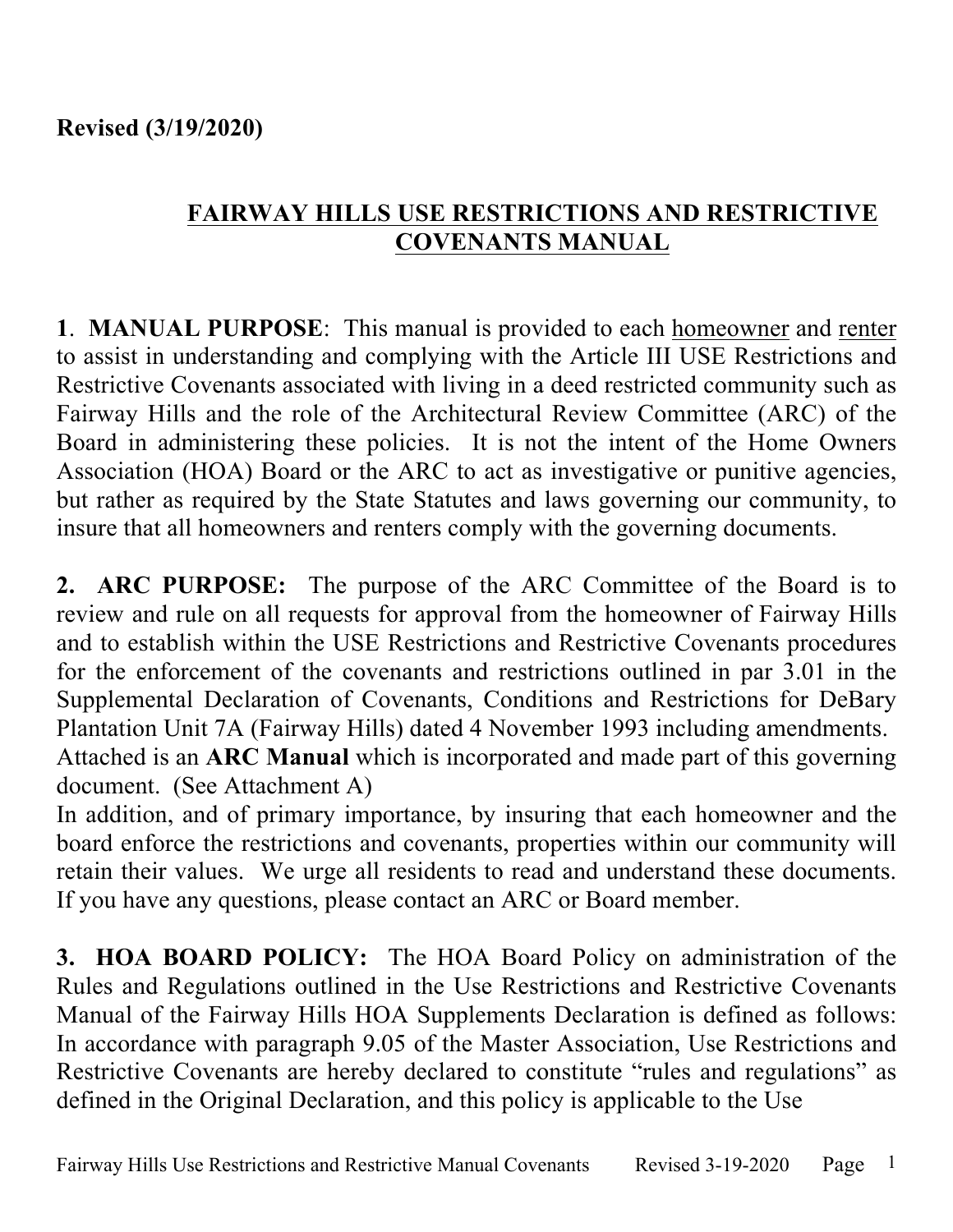**Revised (3/19/2020)**

# FAIRWAY HILLS USE RESTRICTIONS AND RESTRICTIVE COVENANTS MANUAL

**1**. **MANUAL PURPOSE**: This manual is provided to each homeowner and renter to assist in understanding and complying with the Article III USE Restrictions and Restrictive Covenants associated with living in a deed restricted community such as Fairway Hills and the role of the Architectural Review Committee (ARC) of the Board in administering these policies. It is not the intent of the Home Owners Association (HOA) Board or the ARC to act as investigative or punitive agencies, but rather as required by the State Statutes and laws governing our community, to insure that all homeowners and renters comply with the governing documents.

**2. ARC PURPOSE:** The purpose of the ARC Committee of the Board is to review and rule on all requests for approval from the homeowner of Fairway Hills and to establish within the USE Restrictions and Restrictive Covenants procedures for the enforcement of the covenants and restrictions outlined in par 3.01 in the Supplemental Declaration of Covenants, Conditions and Restrictions for DeBary Plantation Unit 7A (Fairway Hills) dated 4 November 1993 including amendments. Attached is an **ARC Manual** which is incorporated and made part of this governing document. (See Attachment A)

In addition, and of primary importance, by insuring that each homeowner and the board enforce the restrictions and covenants, properties within our community will retain their values. We urge all residents to read and understand these documents. If you have any questions, please contact an ARC or Board member.

**3. HOA BOARD POLICY:** The HOA Board Policy on administration of the Rules and Regulations outlined in the Use Restrictions and Restrictive Covenants Manual of the Fairway Hills HOA Supplements Declaration is defined as follows: In accordance with paragraph 9.05 of the Master Association, Use Restrictions and Restrictive Covenants are hereby declared to constitute "rules and regulations" as defined in the Original Declaration, and this policy is applicable to the Use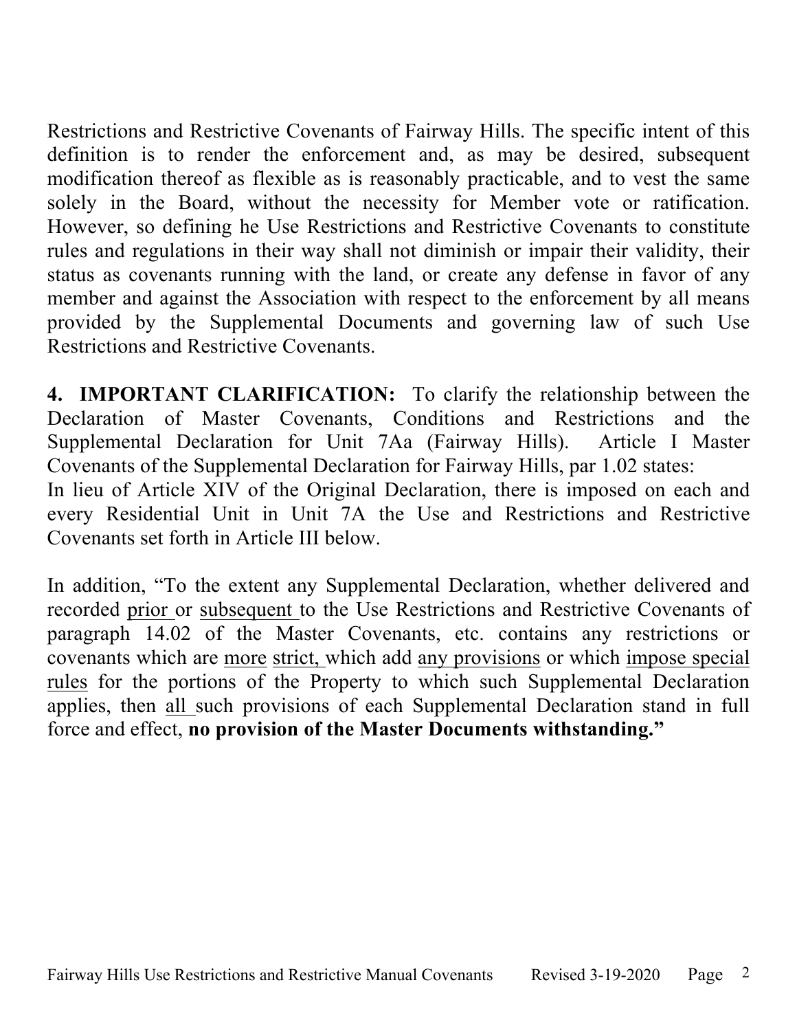Restrictions and Restrictive Covenants of Fairway Hills. The specific intent of this definition is to render the enforcement and, as may be desired, subsequent modification thereof as flexible as is reasonably practicable, and to vest the same solely in the Board, without the necessity for Member vote or ratification. However, so defining he Use Restrictions and Restrictive Covenants to constitute rules and regulations in their way shall not diminish or impair their validity, their status as covenants running with the land, or create any defense in favor of any member and against the Association with respect to the enforcement by all means provided by the Supplemental Documents and governing law of such Use Restrictions and Restrictive Covenants.

**4. IMPORTANT CLARIFICATION:** To clarify the relationship between the Declaration of Master Covenants, Conditions and Restrictions and the Supplemental Declaration for Unit 7Aa (Fairway Hills). Article I Master Covenants of the Supplemental Declaration for Fairway Hills, par 1.02 states:
In lieu of Article XIV of the Original Declaration, there is imposed on each and every Residential Unit in Unit 7A the Use and Restrictions and Restrictive Covenants set forth in Article III below.

In addition, "To the extent any Supplemental Declaration, whether delivered and recorded <u>prior</u> or <u>subsequent</u> to the Use Restrictions and Restrictive Covenants of paragraph 14.02 of the Master Covenants, etc. contains any restrictions or covenants which are <u>more</u> <u>strict,</u> which add <u>any provisions</u> or which <u>impose special rules</u> for the portions of the Property to which such Supplemental Declaration applies, then <u>all</u> such provisions of each Supplemental Declaration stand in full force and effect, **no provision of the Master Documents withstanding."**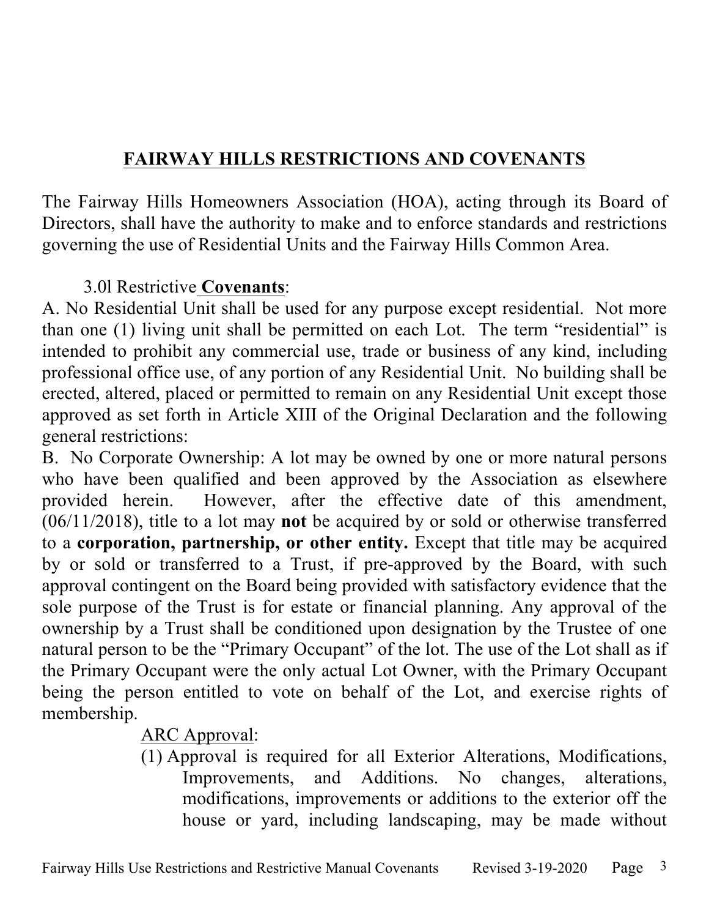## **FAIRWAY HILLS RESTRICTIONS AND COVENANTS**

The Fairway Hills Homeowners Association (HOA), acting through its Board of Directors, shall have the authority to make and to enforce standards and restrictions governing the use of Residential Units and the Fairway Hills Common Area.

3.0l Restrictive **Covenants**:

A. No Residential Unit shall be used for any purpose except residential. Not more than one (1) living unit shall be permitted on each Lot. The term "residential" is intended to prohibit any commercial use, trade or business of any kind, including professional office use, of any portion of any Residential Unit. No building shall be erected, altered, placed or permitted to remain on any Residential Unit except those approved as set forth in Article XIII of the Original Declaration and the following general restrictions:

B. No Corporate Ownership: A lot may be owned by one or more natural persons who have been qualified and been approved by the Association as elsewhere provided herein. However, after the effective date of this amendment, (06/11/2018), title to a lot may **not** be acquired by or sold or otherwise transferred to a **corporation, partnership, or other entity.** Except that title may be acquired by or sold or transferred to a Trust, if pre-approved by the Board, with such approval contingent on the Board being provided with satisfactory evidence that the sole purpose of the Trust is for estate or financial planning. Any approval of the ownership by a Trust shall be conditioned upon designation by the Trustee of one natural person to be the "Primary Occupant" of the lot. The use of the Lot shall as if the Primary Occupant were the only actual Lot Owner, with the Primary Occupant being the person entitled to vote on behalf of the Lot, and exercise rights of membership.

ARC Approval:

(1) Approval is required for all Exterior Alterations, Modifications, Improvements, and Additions. No changes, alterations, modifications, improvements or additions to the exterior off the house or yard, including landscaping, may be made without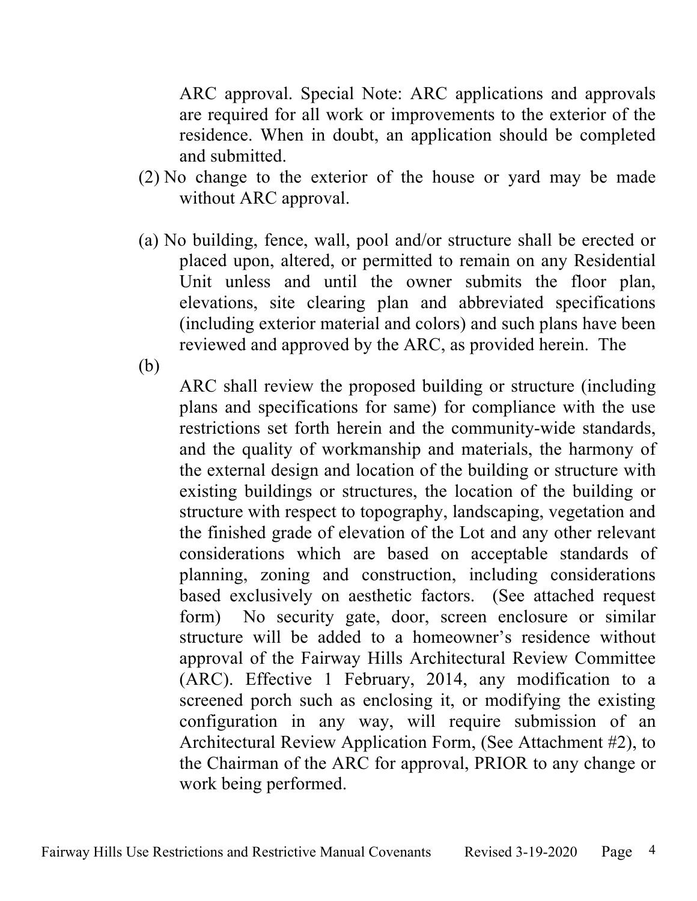ARC approval. Special Note: ARC applications and approvals are required for all work or improvements to the exterior of the residence. When in doubt, an application should be completed and submitted.

(2) No change to the exterior of the house or yard may be made without ARC approval.

(a) No building, fence, wall, pool and/or structure shall be erected or placed upon, altered, or permitted to remain on any Residential Unit unless and until the owner submits the floor plan, elevations, site clearing plan and abbreviated specifications (including exterior material and colors) and such plans have been reviewed and approved by the ARC, as provided herein. The

(b)

ARC shall review the proposed building or structure (including plans and specifications for same) for compliance with the use restrictions set forth herein and the community-wide standards, and the quality of workmanship and materials, the harmony of the external design and location of the building or structure with existing buildings or structures, the location of the building or structure with respect to topography, landscaping, vegetation and the finished grade of elevation of the Lot and any other relevant considerations which are based on acceptable standards of planning, zoning and construction, including considerations based exclusively on aesthetic factors. (See attached request form) No security gate, door, screen enclosure or similar structure will be added to a homeowner's residence without approval of the Fairway Hills Architectural Review Committee (ARC). Effective 1 February, 2014, any modification to a screened porch such as enclosing it, or modifying the existing configuration in any way, will require submission of an Architectural Review Application Form, (See Attachment #2), to the Chairman of the ARC for approval, PRIOR to any change or work being performed.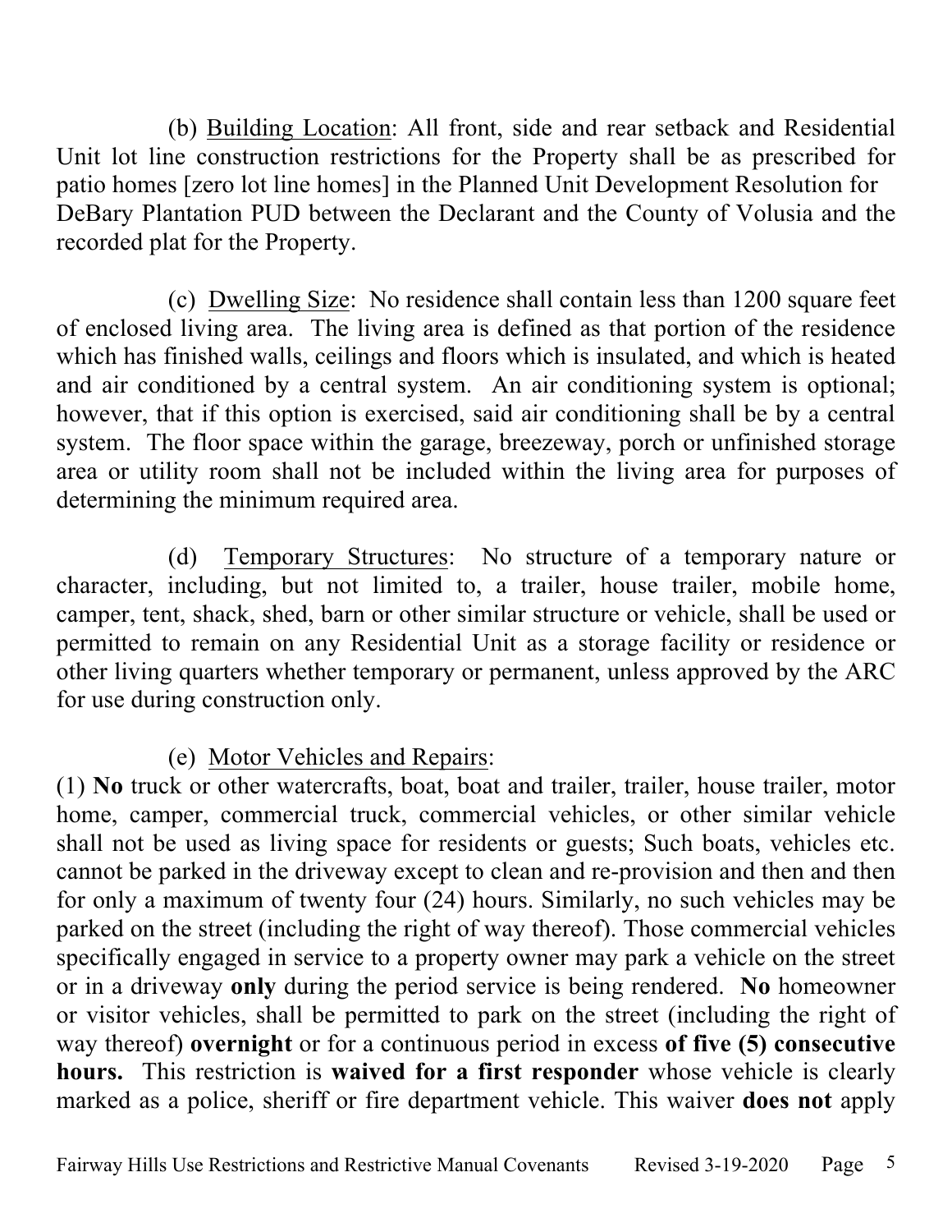(b) Building Location: All front, side and rear setback and Residential Unit lot line construction restrictions for the Property shall be as prescribed for patio homes [zero lot line homes] in the Planned Unit Development Resolution for DeBary Plantation PUD between the Declarant and the County of Volusia and the recorded plat for the Property.

(c) Dwelling Size: No residence shall contain less than 1200 square feet of enclosed living area. The living area is defined as that portion of the residence which has finished walls, ceilings and floors which is insulated, and which is heated and air conditioned by a central system. An air conditioning system is optional; however, that if this option is exercised, said air conditioning shall be by a central system. The floor space within the garage, breezeway, porch or unfinished storage area or utility room shall not be included within the living area for purposes of determining the minimum required area.

(d) Temporary Structures: No structure of a temporary nature or character, including, but not limited to, a trailer, house trailer, mobile home, camper, tent, shack, shed, barn or other similar structure or vehicle, shall be used or permitted to remain on any Residential Unit as a storage facility or residence or other living quarters whether temporary or permanent, unless approved by the ARC for use during construction only.

(e) Motor Vehicles and Repairs:

(1) **No** truck or other watercrafts, boat, boat and trailer, trailer, house trailer, motor home, camper, commercial truck, commercial vehicles, or other similar vehicle shall not be used as living space for residents or guests; Such boats, vehicles etc. cannot be parked in the driveway except to clean and re-provision and then and then for only a maximum of twenty four (24) hours. Similarly, no such vehicles may be parked on the street (including the right of way thereof). Those commercial vehicles specifically engaged in service to a property owner may park a vehicle on the street or in a driveway **only** during the period service is being rendered. **No** homeowner or visitor vehicles, shall be permitted to park on the street (including the right of way thereof) **overnight** or for a continuous period in excess **of five (5) consecutive hours.** This restriction is **waived for a first responder** whose vehicle is clearly marked as a police, sheriff or fire department vehicle. This waiver **does not** apply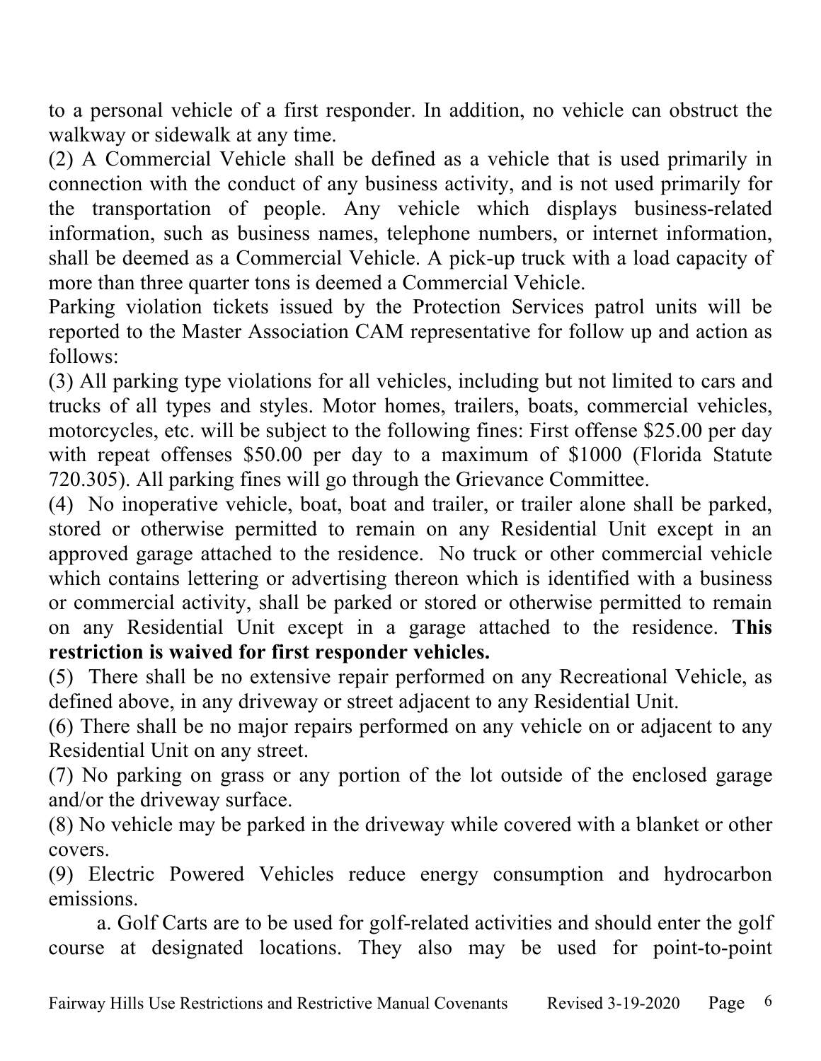to a personal vehicle of a first responder. In addition, no vehicle can obstruct the walkway or sidewalk at any time.

(2) A Commercial Vehicle shall be defined as a vehicle that is used primarily in connection with the conduct of any business activity, and is not used primarily for the transportation of people. Any vehicle which displays business-related information, such as business names, telephone numbers, or internet information, shall be deemed as a Commercial Vehicle. A pick-up truck with a load capacity of more than three quarter tons is deemed a Commercial Vehicle.

Parking violation tickets issued by the Protection Services patrol units will be reported to the Master Association CAM representative for follow up and action as follows:

(3) All parking type violations for all vehicles, including but not limited to cars and trucks of all types and styles. Motor homes, trailers, boats, commercial vehicles, motorcycles, etc. will be subject to the following fines: First offense $25.00 per day with repeat offenses $50.00 per day to a maximum of $1000 (Florida Statute 720.305). All parking fines will go through the Grievance Committee.

(4) No inoperative vehicle, boat, boat and trailer, or trailer alone shall be parked, stored or otherwise permitted to remain on any Residential Unit except in an approved garage attached to the residence. No truck or other commercial vehicle which contains lettering or advertising thereon which is identified with a business or commercial activity, shall be parked or stored or otherwise permitted to remain on any Residential Unit except in a garage attached to the residence. **This restriction is waived for first responder vehicles.**

(5) There shall be no extensive repair performed on any Recreational Vehicle, as defined above, in any driveway or street adjacent to any Residential Unit.

(6) There shall be no major repairs performed on any vehicle on or adjacent to any Residential Unit on any street.

(7) No parking on grass or any portion of the lot outside of the enclosed garage and/or the driveway surface.

(8) No vehicle may be parked in the driveway while covered with a blanket or other covers.

(9) Electric Powered Vehicles reduce energy consumption and hydrocarbon emissions.

a. Golf Carts are to be used for golf-related activities and should enter the golf course at designated locations. They also may be used for point-to-point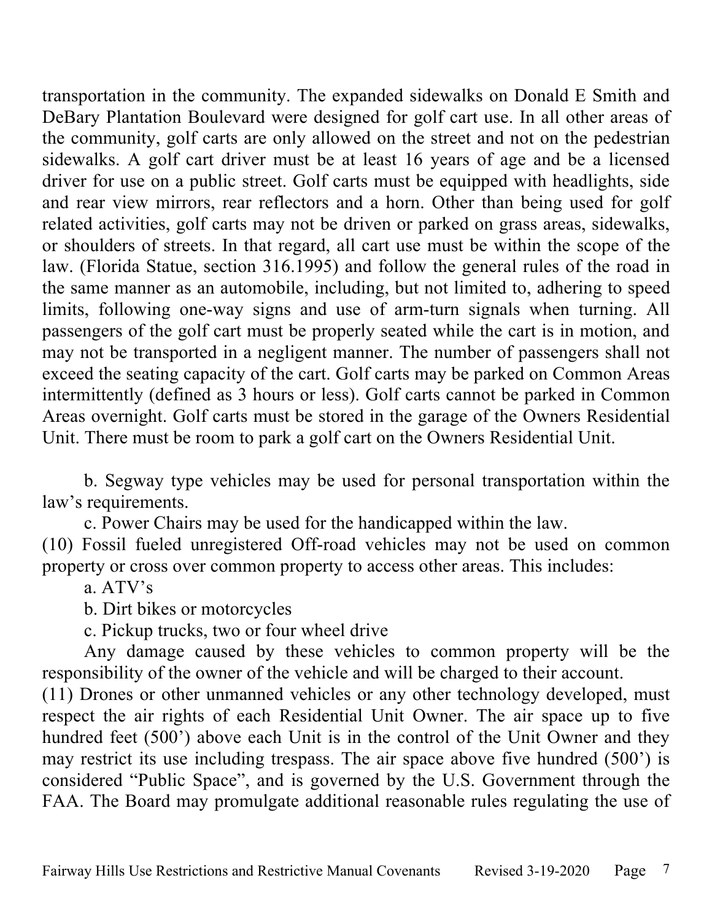transportation in the community. The expanded sidewalks on Donald E Smith and DeBary Plantation Boulevard were designed for golf cart use. In all other areas of the community, golf carts are only allowed on the street and not on the pedestrian sidewalks. A golf cart driver must be at least 16 years of age and be a licensed driver for use on a public street. Golf carts must be equipped with headlights, side and rear view mirrors, rear reflectors and a horn. Other than being used for golf related activities, golf carts may not be driven or parked on grass areas, sidewalks, or shoulders of streets. In that regard, all cart use must be within the scope of the law. (Florida Statue, section 316.1995) and follow the general rules of the road in the same manner as an automobile, including, but not limited to, adhering to speed limits, following one-way signs and use of arm-turn signals when turning. All passengers of the golf cart must be properly seated while the cart is in motion, and may not be transported in a negligent manner. The number of passengers shall not exceed the seating capacity of the cart. Golf carts may be parked on Common Areas intermittently (defined as 3 hours or less). Golf carts cannot be parked in Common Areas overnight. Golf carts must be stored in the garage of the Owners Residential Unit. There must be room to park a golf cart on the Owners Residential Unit.

b. Segway type vehicles may be used for personal transportation within the law's requirements.

c. Power Chairs may be used for the handicapped within the law.

(10) Fossil fueled unregistered Off-road vehicles may not be used on common property or cross over common property to access other areas. This includes:

a. ATV's

b. Dirt bikes or motorcycles

c. Pickup trucks, two or four wheel drive

Any damage caused by these vehicles to common property will be the responsibility of the owner of the vehicle and will be charged to their account.

(11) Drones or other unmanned vehicles or any other technology developed, must respect the air rights of each Residential Unit Owner. The air space up to five hundred feet (500') above each Unit is in the control of the Unit Owner and they may restrict its use including trespass. The air space above five hundred (500') is considered "Public Space", and is governed by the U.S. Government through the FAA. The Board may promulgate additional reasonable rules regulating the use of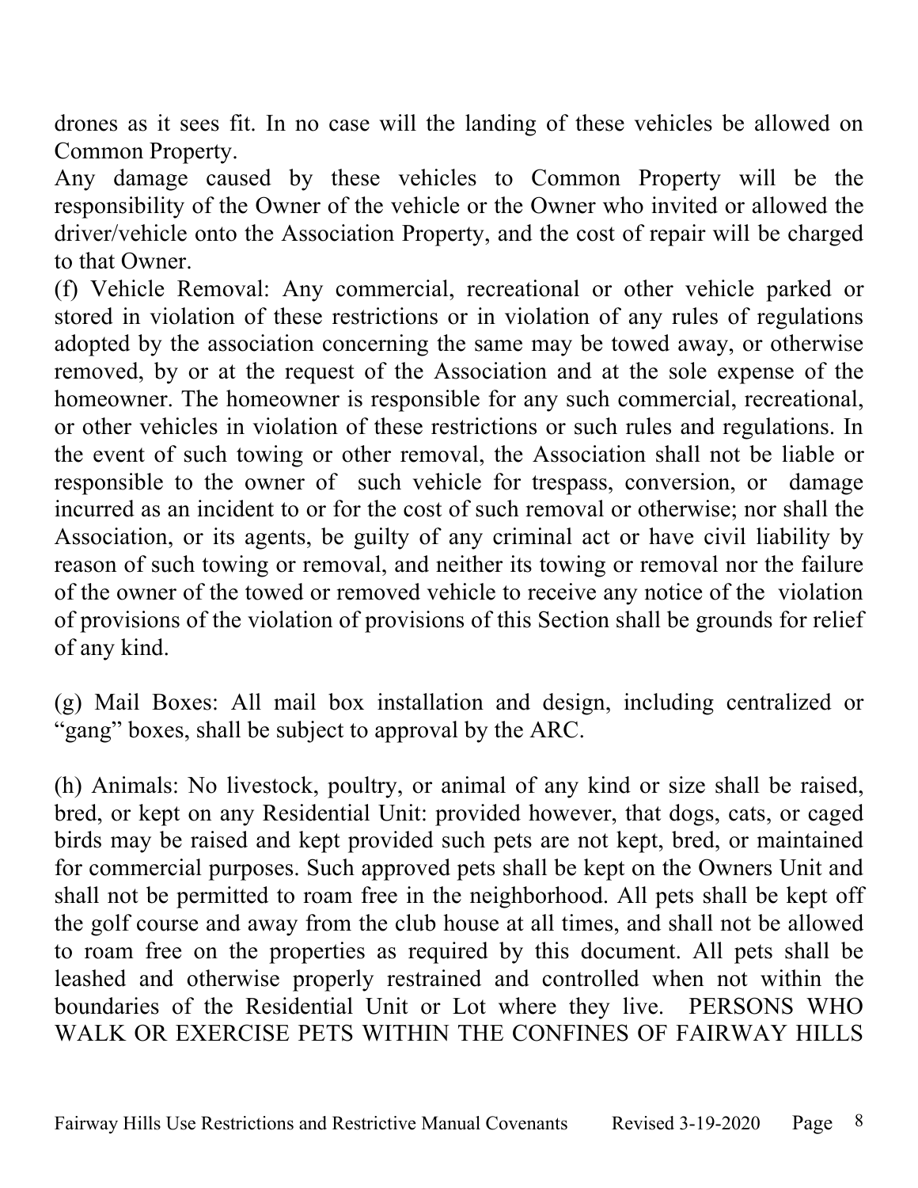drones as it sees fit. In no case will the landing of these vehicles be allowed on Common Property.

Any damage caused by these vehicles to Common Property will be the responsibility of the Owner of the vehicle or the Owner who invited or allowed the driver/vehicle onto the Association Property, and the cost of repair will be charged to that Owner.

(f) Vehicle Removal: Any commercial, recreational or other vehicle parked or stored in violation of these restrictions or in violation of any rules of regulations adopted by the association concerning the same may be towed away, or otherwise removed, by or at the request of the Association and at the sole expense of the homeowner. The homeowner is responsible for any such commercial, recreational, or other vehicles in violation of these restrictions or such rules and regulations. In the event of such towing or other removal, the Association shall not be liable or responsible to the owner of such vehicle for trespass, conversion, or damage incurred as an incident to or for the cost of such removal or otherwise; nor shall the Association, or its agents, be guilty of any criminal act or have civil liability by reason of such towing or removal, and neither its towing or removal nor the failure of the owner of the towed or removed vehicle to receive any notice of the violation of provisions of the violation of provisions of this Section shall be grounds for relief of any kind.

(g) Mail Boxes: All mail box installation and design, including centralized or "gang" boxes, shall be subject to approval by the ARC.

(h) Animals: No livestock, poultry, or animal of any kind or size shall be raised, bred, or kept on any Residential Unit: provided however, that dogs, cats, or caged birds may be raised and kept provided such pets are not kept, bred, or maintained for commercial purposes. Such approved pets shall be kept on the Owners Unit and shall not be permitted to roam free in the neighborhood. All pets shall be kept off the golf course and away from the club house at all times, and shall not be allowed to roam free on the properties as required by this document. All pets shall be leashed and otherwise properly restrained and controlled when not within the boundaries of the Residential Unit or Lot where they live. PERSONS WHO WALK OR EXERCISE PETS WITHIN THE CONFINES OF FAIRWAY HILLS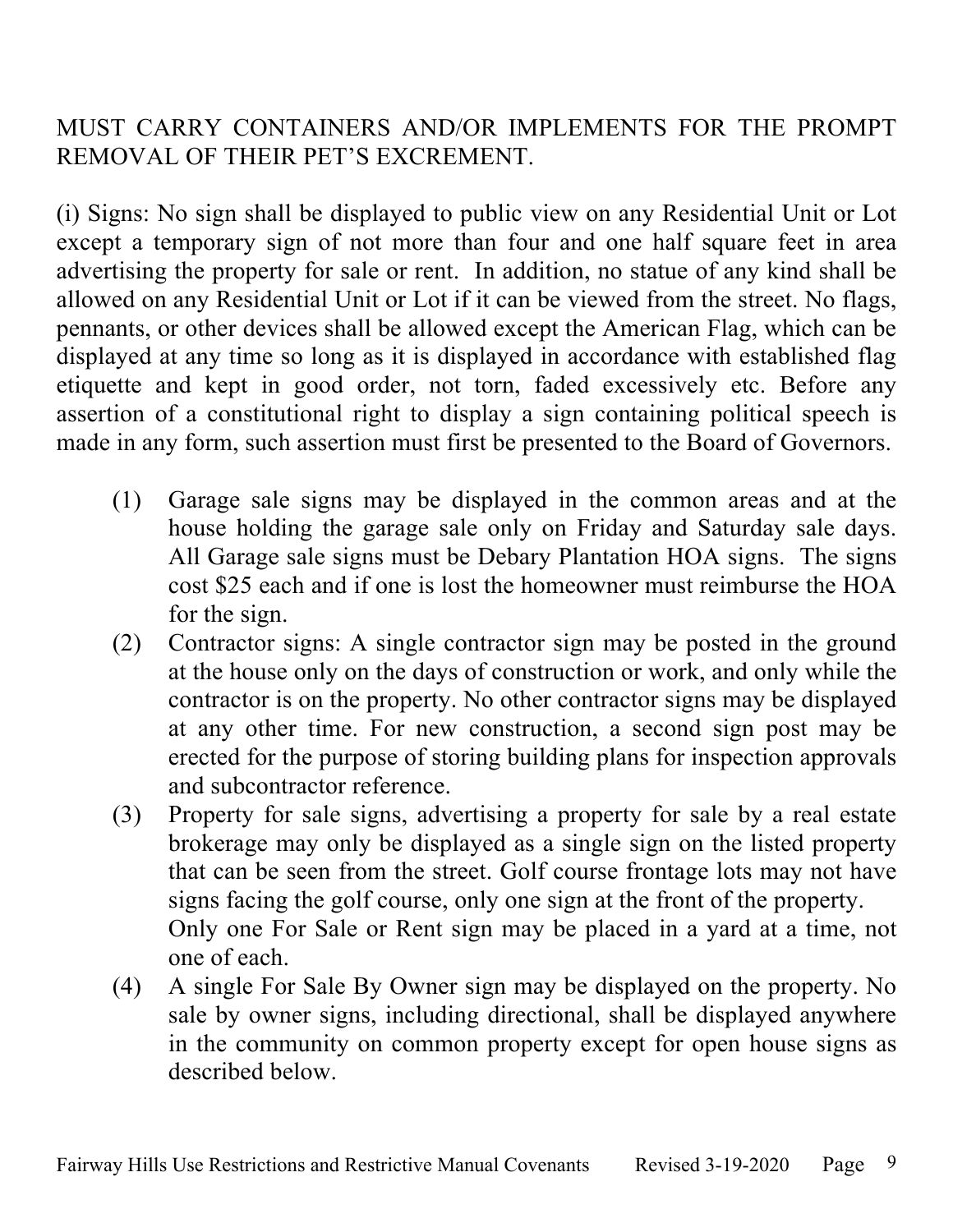MUST CARRY CONTAINERS AND/OR IMPLEMENTS FOR THE PROMPT REMOVAL OF THEIR PET'S EXCREMENT.

(i) Signs: No sign shall be displayed to public view on any Residential Unit or Lot except a temporary sign of not more than four and one half square feet in area advertising the property for sale or rent. In addition, no statue of any kind shall be allowed on any Residential Unit or Lot if it can be viewed from the street. No flags, pennants, or other devices shall be allowed except the American Flag, which can be displayed at any time so long as it is displayed in accordance with established flag etiquette and kept in good order, not torn, faded excessively etc. Before any assertion of a constitutional right to display a sign containing political speech is made in any form, such assertion must first be presented to the Board of Governors.

(1) Garage sale signs may be displayed in the common areas and at the house holding the garage sale only on Friday and Saturday sale days. All Garage sale signs must be Debary Plantation HOA signs. The signs cost $25 each and if one is lost the homeowner must reimburse the HOA for the sign.

(2) Contractor signs: A single contractor sign may be posted in the ground at the house only on the days of construction or work, and only while the contractor is on the property. No other contractor signs may be displayed at any other time. For new construction, a second sign post may be erected for the purpose of storing building plans for inspection approvals and subcontractor reference.

(3) Property for sale signs, advertising a property for sale by a real estate brokerage may only be displayed as a single sign on the listed property that can be seen from the street. Golf course frontage lots may not have signs facing the golf course, only one sign at the front of the property. Only one For Sale or Rent sign may be placed in a yard at a time, not one of each.

(4) A single For Sale By Owner sign may be displayed on the property. No sale by owner signs, including directional, shall be displayed anywhere in the community on common property except for open house signs as described below.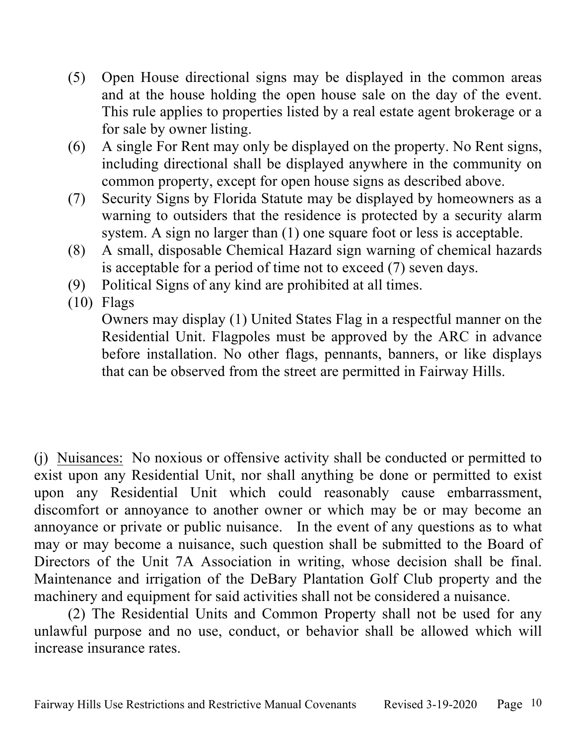(5) Open House directional signs may be displayed in the common areas and at the house holding the open house sale on the day of the event. This rule applies to properties listed by a real estate agent brokerage or a for sale by owner listing.

(6) A single For Rent may only be displayed on the property. No Rent signs, including directional shall be displayed anywhere in the community on common property, except for open house signs as described above.

(7) Security Signs by Florida Statute may be displayed by homeowners as a warning to outsiders that the residence is protected by a security alarm system. A sign no larger than (1) one square foot or less is acceptable.

(8) A small, disposable Chemical Hazard sign warning of chemical hazards is acceptable for a period of time not to exceed (7) seven days.

(9) Political Signs of any kind are prohibited at all times.

(10) Flags

Owners may display (1) United States Flag in a respectful manner on the Residential Unit. Flagpoles must be approved by the ARC in advance before installation. No other flags, pennants, banners, or like displays that can be observed from the street are permitted in Fairway Hills.

(j) Nuisances: No noxious or offensive activity shall be conducted or permitted to exist upon any Residential Unit, nor shall anything be done or permitted to exist upon any Residential Unit which could reasonably cause embarrassment, discomfort or annoyance to another owner or which may be or may become an annoyance or private or public nuisance. In the event of any questions as to what may or may become a nuisance, such question shall be submitted to the Board of Directors of the Unit 7A Association in writing, whose decision shall be final. Maintenance and irrigation of the DeBary Plantation Golf Club property and the machinery and equipment for said activities shall not be considered a nuisance.

(2) The Residential Units and Common Property shall not be used for any unlawful purpose and no use, conduct, or behavior shall be allowed which will increase insurance rates.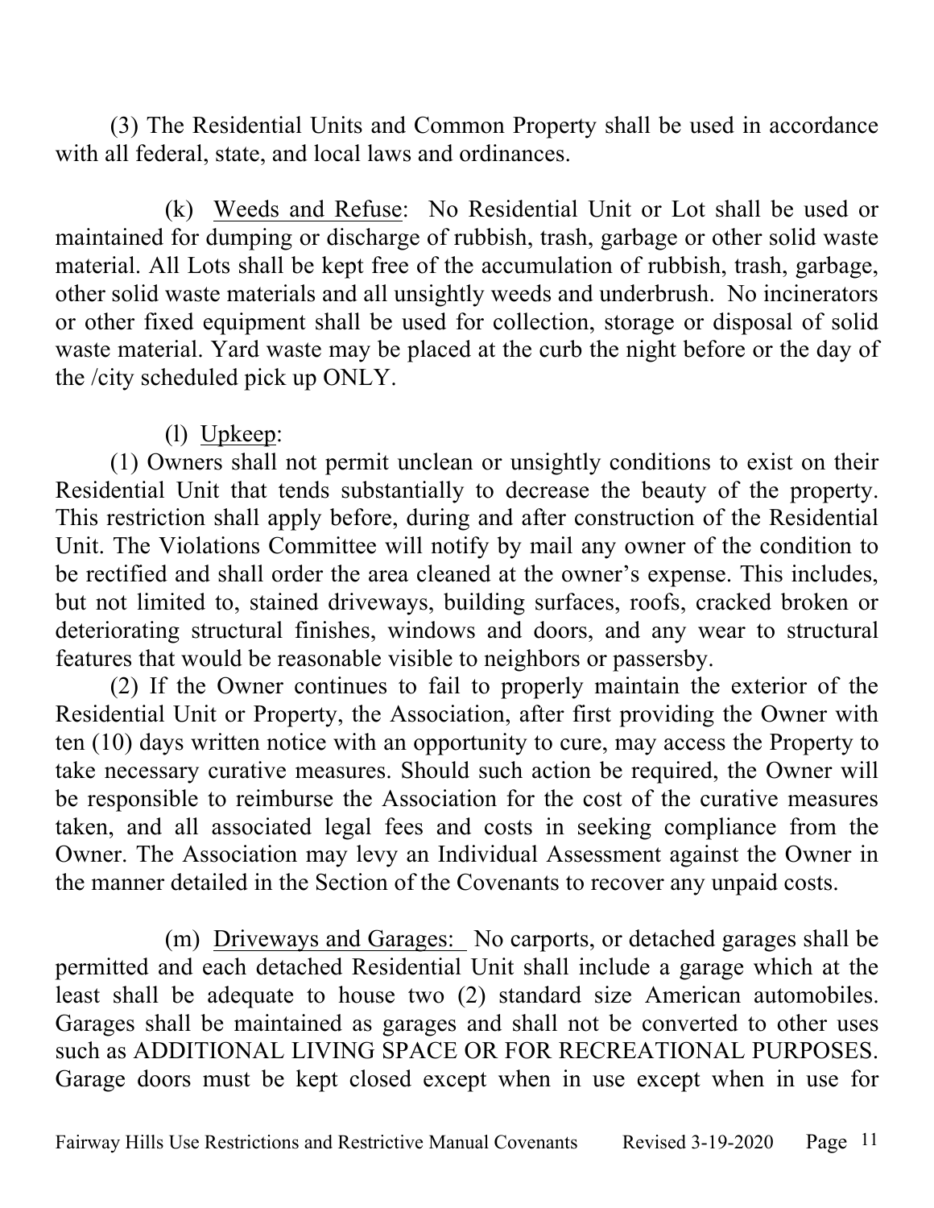(3) The Residential Units and Common Property shall be used in accordance with all federal, state, and local laws and ordinances.

(k) Weeds and Refuse: No Residential Unit or Lot shall be used or maintained for dumping or discharge of rubbish, trash, garbage or other solid waste material. All Lots shall be kept free of the accumulation of rubbish, trash, garbage, other solid waste materials and all unsightly weeds and underbrush. No incinerators or other fixed equipment shall be used for collection, storage or disposal of solid waste material. Yard waste may be placed at the curb the night before or the day of the /city scheduled pick up ONLY.

(l) Upkeep:

(1) Owners shall not permit unclean or unsightly conditions to exist on their Residential Unit that tends substantially to decrease the beauty of the property. This restriction shall apply before, during and after construction of the Residential Unit. The Violations Committee will notify by mail any owner of the condition to be rectified and shall order the area cleaned at the owner's expense. This includes, but not limited to, stained driveways, building surfaces, roofs, cracked broken or deteriorating structural finishes, windows and doors, and any wear to structural features that would be reasonable visible to neighbors or passersby.

(2) If the Owner continues to fail to properly maintain the exterior of the Residential Unit or Property, the Association, after first providing the Owner with ten (10) days written notice with an opportunity to cure, may access the Property to take necessary curative measures. Should such action be required, the Owner will be responsible to reimburse the Association for the cost of the curative measures taken, and all associated legal fees and costs in seeking compliance from the Owner. The Association may levy an Individual Assessment against the Owner in the manner detailed in the Section of the Covenants to recover any unpaid costs.

(m) Driveways and Garages: No carports, or detached garages shall be permitted and each detached Residential Unit shall include a garage which at the least shall be adequate to house two (2) standard size American automobiles. Garages shall be maintained as garages and shall not be converted to other uses such as ADDITIONAL LIVING SPACE OR FOR RECREATIONAL PURPOSES. Garage doors must be kept closed except when in use except when in use for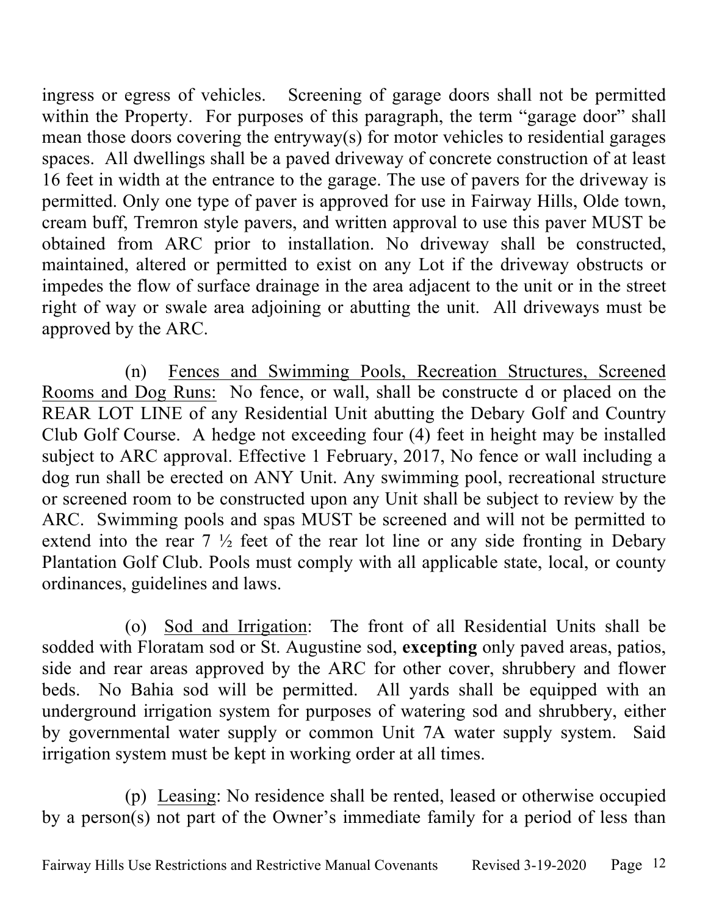ingress or egress of vehicles. Screening of garage doors shall not be permitted within the Property. For purposes of this paragraph, the term "garage door" shall mean those doors covering the entryway(s) for motor vehicles to residential garages spaces. All dwellings shall be a paved driveway of concrete construction of at least 16 feet in width at the entrance to the garage. The use of pavers for the driveway is permitted. Only one type of paver is approved for use in Fairway Hills, Olde town, cream buff, Tremron style pavers, and written approval to use this paver MUST be obtained from ARC prior to installation. No driveway shall be constructed, maintained, altered or permitted to exist on any Lot if the driveway obstructs or impedes the flow of surface drainage in the area adjacent to the unit or in the street right of way or swale area adjoining or abutting the unit. All driveways must be approved by the ARC.

(n) <u>Fences and Swimming Pools, Recreation Structures, Screened Rooms and Dog Runs:</u> No fence, or wall, shall be constructe d or placed on the REAR LOT LINE of any Residential Unit abutting the Debary Golf and Country Club Golf Course. A hedge not exceeding four (4) feet in height may be installed subject to ARC approval. Effective 1 February, 2017, No fence or wall including a dog run shall be erected on ANY Unit. Any swimming pool, recreational structure or screened room to be constructed upon any Unit shall be subject to review by the ARC. Swimming pools and spas MUST be screened and will not be permitted to extend into the rear 7 ½ feet of the rear lot line or any side fronting in Debary Plantation Golf Club. Pools must comply with all applicable state, local, or county ordinances, guidelines and laws.

(o) <u>Sod and Irrigation</u>: The front of all Residential Units shall be sodded with Floratam sod or St. Augustine sod, **excepting** only paved areas, patios, side and rear areas approved by the ARC for other cover, shrubbery and flower beds. No Bahia sod will be permitted. All yards shall be equipped with an underground irrigation system for purposes of watering sod and shrubbery, either by governmental water supply or common Unit 7A water supply system. Said irrigation system must be kept in working order at all times.

(p) <u>Leasing</u>: No residence shall be rented, leased or otherwise occupied by a person(s) not part of the Owner's immediate family for a period of less than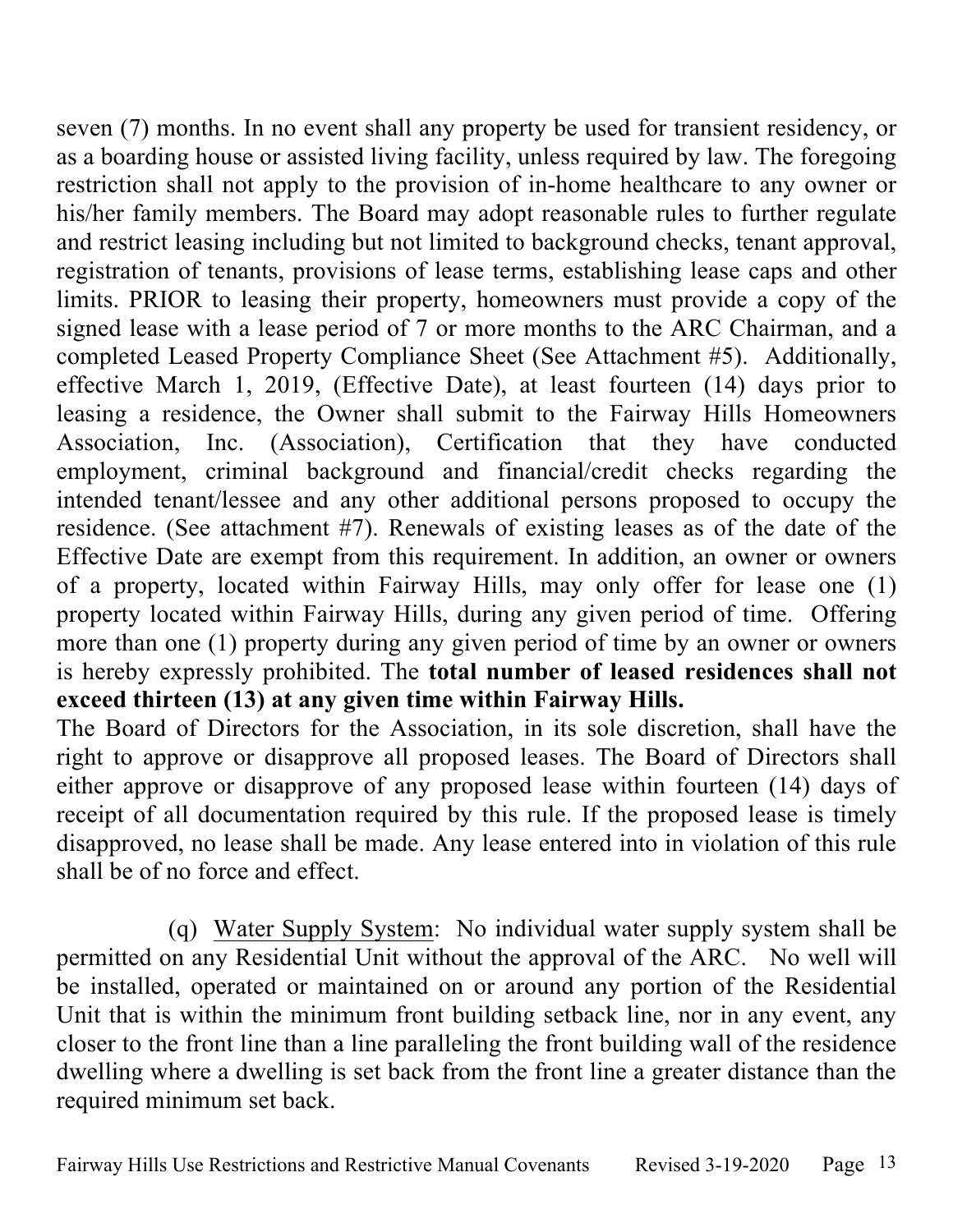seven (7) months. In no event shall any property be used for transient residency, or as a boarding house or assisted living facility, unless required by law. The foregoing restriction shall not apply to the provision of in-home healthcare to any owner or his/her family members. The Board may adopt reasonable rules to further regulate and restrict leasing including but not limited to background checks, tenant approval, registration of tenants, provisions of lease terms, establishing lease caps and other limits. PRIOR to leasing their property, homeowners must provide a copy of the signed lease with a lease period of 7 or more months to the ARC Chairman, and a completed Leased Property Compliance Sheet (See Attachment #5). Additionally, effective March 1, 2019, (Effective Date), at least fourteen (14) days prior to leasing a residence, the Owner shall submit to the Fairway Hills Homeowners Association, Inc. (Association), Certification that they have conducted employment, criminal background and financial/credit checks regarding the intended tenant/lessee and any other additional persons proposed to occupy the residence. (See attachment #7). Renewals of existing leases as of the date of the Effective Date are exempt from this requirement. In addition, an owner or owners of a property, located within Fairway Hills, may only offer for lease one (1) property located within Fairway Hills, during any given period of time. Offering more than one (1) property during any given period of time by an owner or owners is hereby expressly prohibited. The **total number of leased residences shall not exceed thirteen (13) at any given time within Fairway Hills.**

The Board of Directors for the Association, in its sole discretion, shall have the right to approve or disapprove all proposed leases. The Board of Directors shall either approve or disapprove of any proposed lease within fourteen (14) days of receipt of all documentation required by this rule. If the proposed lease is timely disapproved, no lease shall be made. Any lease entered into in violation of this rule shall be of no force and effect.

(q) Water Supply System: No individual water supply system shall be permitted on any Residential Unit without the approval of the ARC. No well will be installed, operated or maintained on or around any portion of the Residential Unit that is within the minimum front building setback line, nor in any event, any closer to the front line than a line paralleling the front building wall of the residence dwelling where a dwelling is set back from the front line a greater distance than the required minimum set back.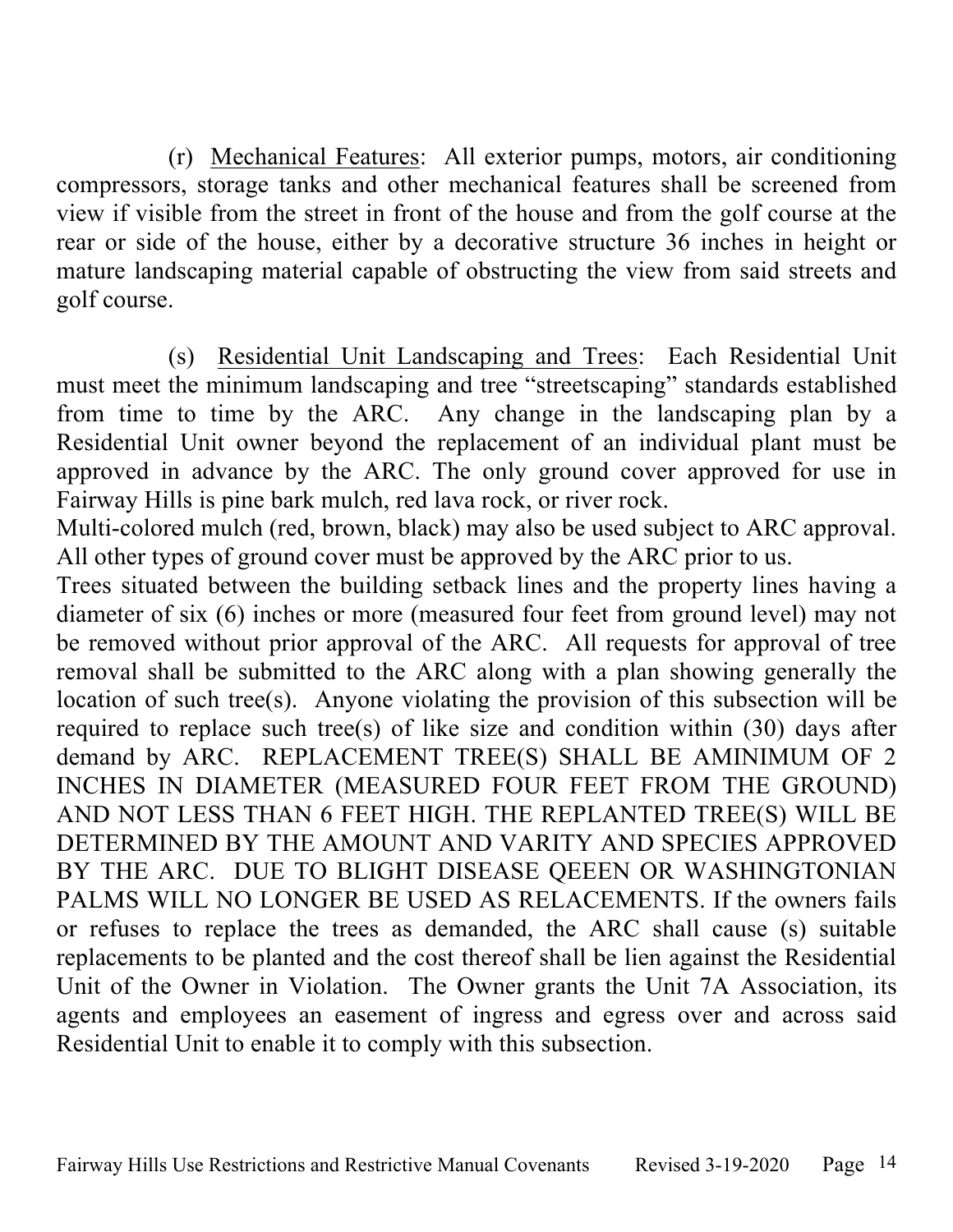(r) <u>Mechanical Features</u>: All exterior pumps, motors, air conditioning compressors, storage tanks and other mechanical features shall be screened from view if visible from the street in front of the house and from the golf course at the rear or side of the house, either by a decorative structure 36 inches in height or mature landscaping material capable of obstructing the view from said streets and golf course.

(s) <u>Residential Unit Landscaping and Trees</u>: Each Residential Unit must meet the minimum landscaping and tree "streetscaping" standards established from time to time by the ARC. Any change in the landscaping plan by a Residential Unit owner beyond the replacement of an individual plant must be approved in advance by the ARC. The only ground cover approved for use in Fairway Hills is pine bark mulch, red lava rock, or river rock.
Multi-colored mulch (red, brown, black) may also be used subject to ARC approval. All other types of ground cover must be approved by the ARC prior to us.
Trees situated between the building setback lines and the property lines having a diameter of six (6) inches or more (measured four feet from ground level) may not be removed without prior approval of the ARC. All requests for approval of tree removal shall be submitted to the ARC along with a plan showing generally the location of such tree(s). Anyone violating the provision of this subsection will be required to replace such tree(s) of like size and condition within (30) days after demand by ARC. REPLACEMENT TREE(S) SHALL BE AMINIMUM OF 2 INCHES IN DIAMETER (MEASURED FOUR FEET FROM THE GROUND) AND NOT LESS THAN 6 FEET HIGH. THE REPLANTED TREE(S) WILL BE DETERMINED BY THE AMOUNT AND VARITY AND SPECIES APPROVED BY THE ARC. DUE TO BLIGHT DISEASE QEEEN OR WASHINGTONIAN PALMS WILL NO LONGER BE USED AS RELACEMENTS. If the owners fails or refuses to replace the trees as demanded, the ARC shall cause (s) suitable replacements to be planted and the cost thereof shall be lien against the Residential Unit of the Owner in Violation. The Owner grants the Unit 7A Association, its agents and employees an easement of ingress and egress over and across said Residential Unit to enable it to comply with this subsection.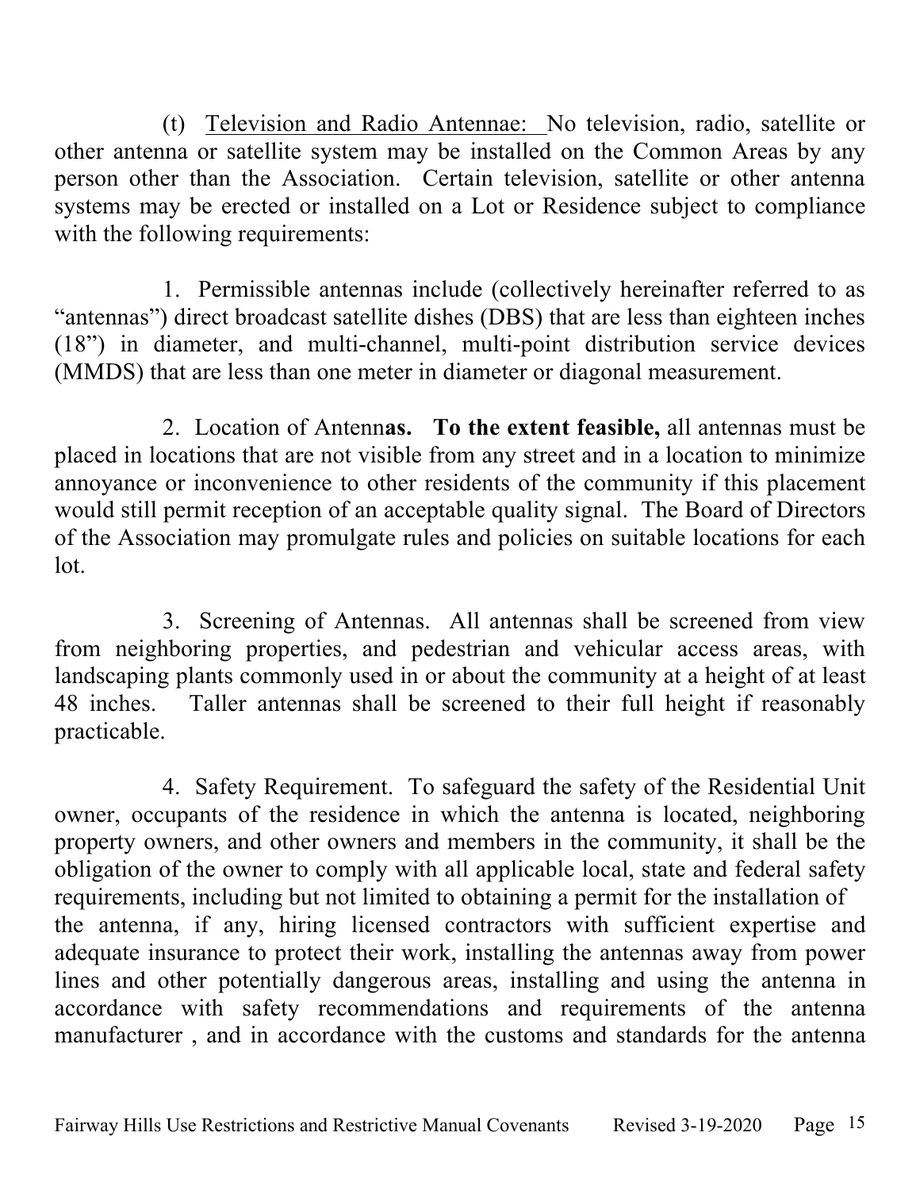(t) Television and Radio Antennae: No television, radio, satellite or other antenna or satellite system may be installed on the Common Areas by any person other than the Association. Certain television, satellite or other antenna systems may be erected or installed on a Lot or Residence subject to compliance with the following requirements:

1. Permissible antennas include (collectively hereinafter referred to as "antennas") direct broadcast satellite dishes (DBS) that are less than eighteen inches (18") in diameter, and multi-channel, multi-point distribution service devices (MMDS) that are less than one meter in diameter or diagonal measurement.

2. Location of Antenn**as. To the extent feasible,** all antennas must be placed in locations that are not visible from any street and in a location to minimize annoyance or inconvenience to other residents of the community if this placement would still permit reception of an acceptable quality signal. The Board of Directors of the Association may promulgate rules and policies on suitable locations for each lot.

3. Screening of Antennas. All antennas shall be screened from view from neighboring properties, and pedestrian and vehicular access areas, with landscaping plants commonly used in or about the community at a height of at least 48 inches. Taller antennas shall be screened to their full height if reasonably practicable.

4. Safety Requirement. To safeguard the safety of the Residential Unit owner, occupants of the residence in which the antenna is located, neighboring property owners, and other owners and members in the community, it shall be the obligation of the owner to comply with all applicable local, state and federal safety requirements, including but not limited to obtaining a permit for the installation of the antenna, if any, hiring licensed contractors with sufficient expertise and adequate insurance to protect their work, installing the antennas away from power lines and other potentially dangerous areas, installing and using the antenna in accordance with safety recommendations and requirements of the antenna manufacturer , and in accordance with the customs and standards for the antenna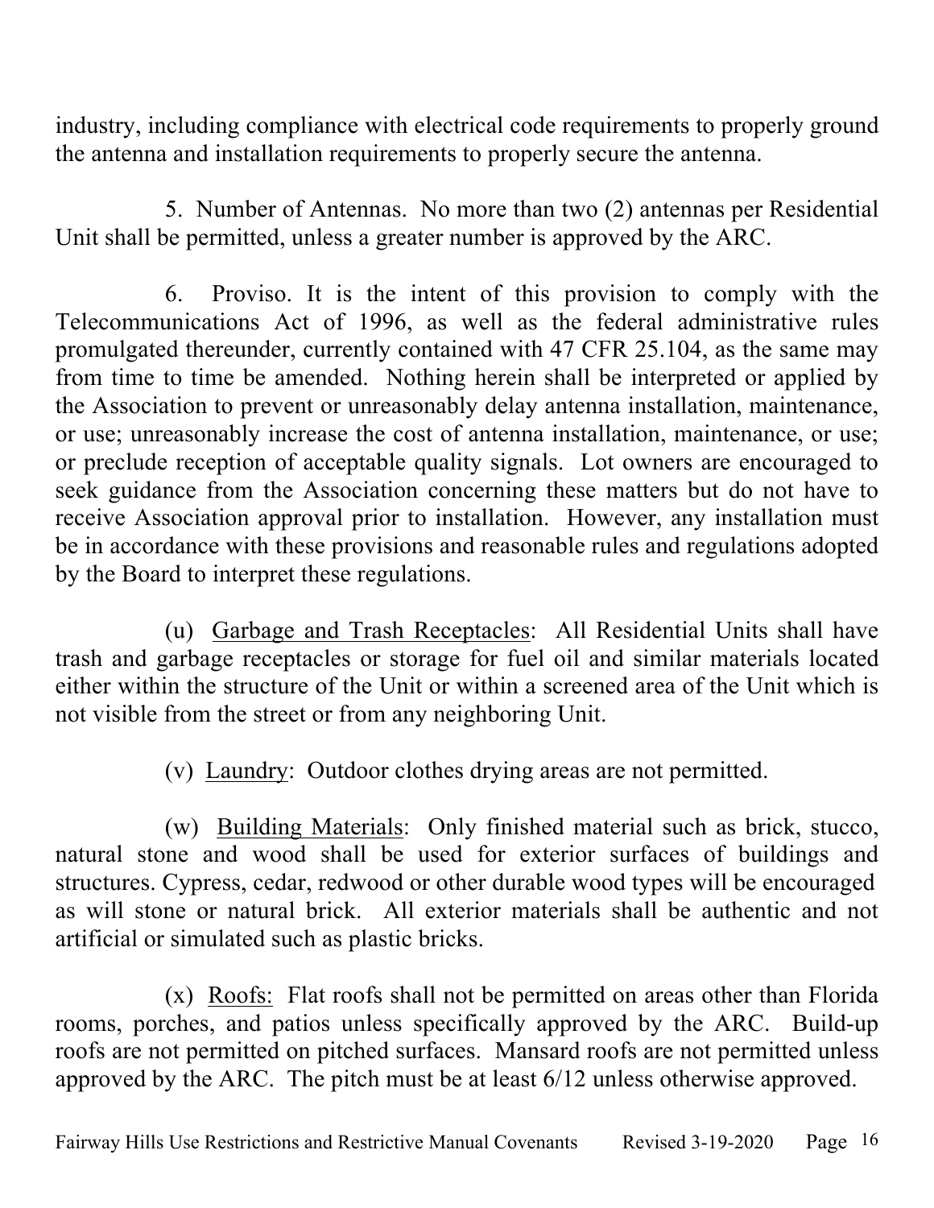industry, including compliance with electrical code requirements to properly ground the antenna and installation requirements to properly secure the antenna.

5. Number of Antennas. No more than two (2) antennas per Residential Unit shall be permitted, unless a greater number is approved by the ARC.

6. Proviso. It is the intent of this provision to comply with the Telecommunications Act of 1996, as well as the federal administrative rules promulgated thereunder, currently contained with 47 CFR 25.104, as the same may from time to time be amended. Nothing herein shall be interpreted or applied by the Association to prevent or unreasonably delay antenna installation, maintenance, or use; unreasonably increase the cost of antenna installation, maintenance, or use; or preclude reception of acceptable quality signals. Lot owners are encouraged to seek guidance from the Association concerning these matters but do not have to receive Association approval prior to installation. However, any installation must be in accordance with these provisions and reasonable rules and regulations adopted by the Board to interpret these regulations.

(u) Garbage and Trash Receptacles: All Residential Units shall have trash and garbage receptacles or storage for fuel oil and similar materials located either within the structure of the Unit or within a screened area of the Unit which is not visible from the street or from any neighboring Unit.

(v) Laundry: Outdoor clothes drying areas are not permitted.

(w) Building Materials: Only finished material such as brick, stucco, natural stone and wood shall be used for exterior surfaces of buildings and structures. Cypress, cedar, redwood or other durable wood types will be encouraged as will stone or natural brick. All exterior materials shall be authentic and not artificial or simulated such as plastic bricks.

(x) Roofs: Flat roofs shall not be permitted on areas other than Florida rooms, porches, and patios unless specifically approved by the ARC. Build-up roofs are not permitted on pitched surfaces. Mansard roofs are not permitted unless approved by the ARC. The pitch must be at least 6/12 unless otherwise approved.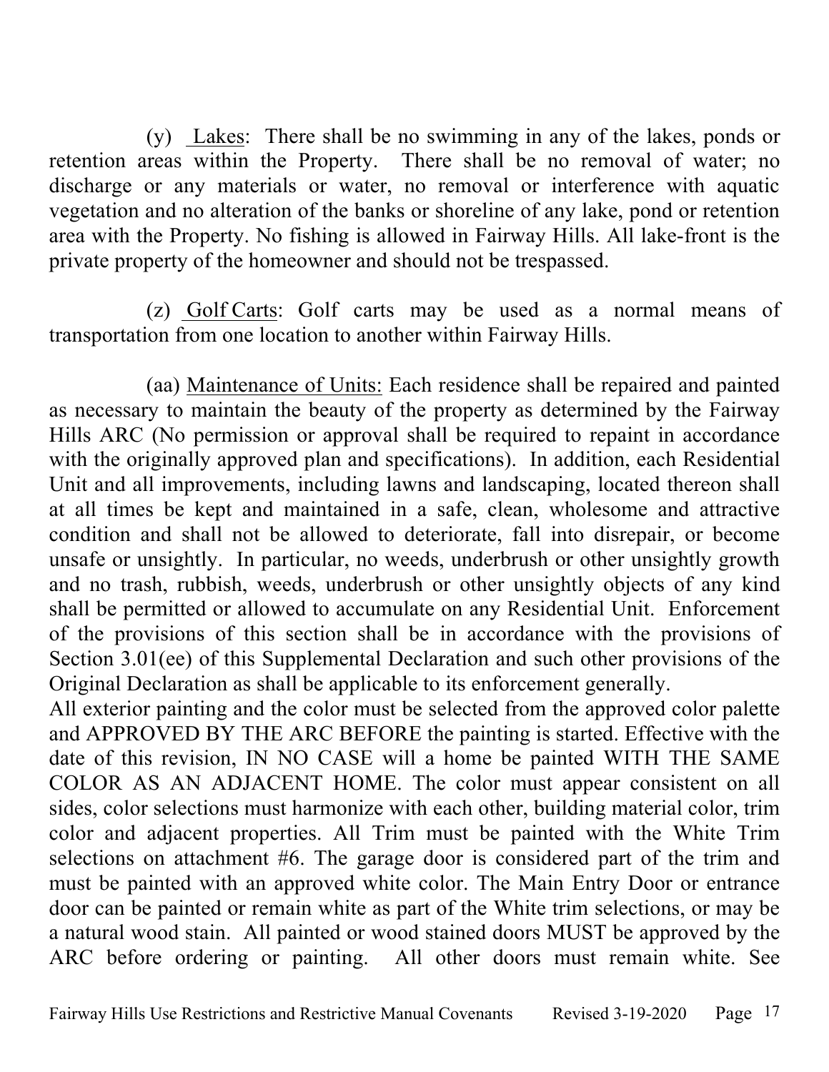(y) Lakes: There shall be no swimming in any of the lakes, ponds or retention areas within the Property. There shall be no removal of water; no discharge or any materials or water, no removal or interference with aquatic vegetation and no alteration of the banks or shoreline of any lake, pond or retention area with the Property. No fishing is allowed in Fairway Hills. All lake-front is the private property of the homeowner and should not be trespassed.

(z) Golf Carts: Golf carts may be used as a normal means of transportation from one location to another within Fairway Hills.

(aa) Maintenance of Units: Each residence shall be repaired and painted as necessary to maintain the beauty of the property as determined by the Fairway Hills ARC (No permission or approval shall be required to repaint in accordance with the originally approved plan and specifications). In addition, each Residential Unit and all improvements, including lawns and landscaping, located thereon shall at all times be kept and maintained in a safe, clean, wholesome and attractive condition and shall not be allowed to deteriorate, fall into disrepair, or become unsafe or unsightly. In particular, no weeds, underbrush or other unsightly growth and no trash, rubbish, weeds, underbrush or other unsightly objects of any kind shall be permitted or allowed to accumulate on any Residential Unit. Enforcement of the provisions of this section shall be in accordance with the provisions of Section 3.01(ee) of this Supplemental Declaration and such other provisions of the Original Declaration as shall be applicable to its enforcement generally.

All exterior painting and the color must be selected from the approved color palette and APPROVED BY THE ARC BEFORE the painting is started. Effective with the date of this revision, IN NO CASE will a home be painted WITH THE SAME COLOR AS AN ADJACENT HOME. The color must appear consistent on all sides, color selections must harmonize with each other, building material color, trim color and adjacent properties. All Trim must be painted with the White Trim selections on attachment #6. The garage door is considered part of the trim and must be painted with an approved white color. The Main Entry Door or entrance door can be painted or remain white as part of the White trim selections, or may be a natural wood stain. All painted or wood stained doors MUST be approved by the ARC before ordering or painting. All other doors must remain white. See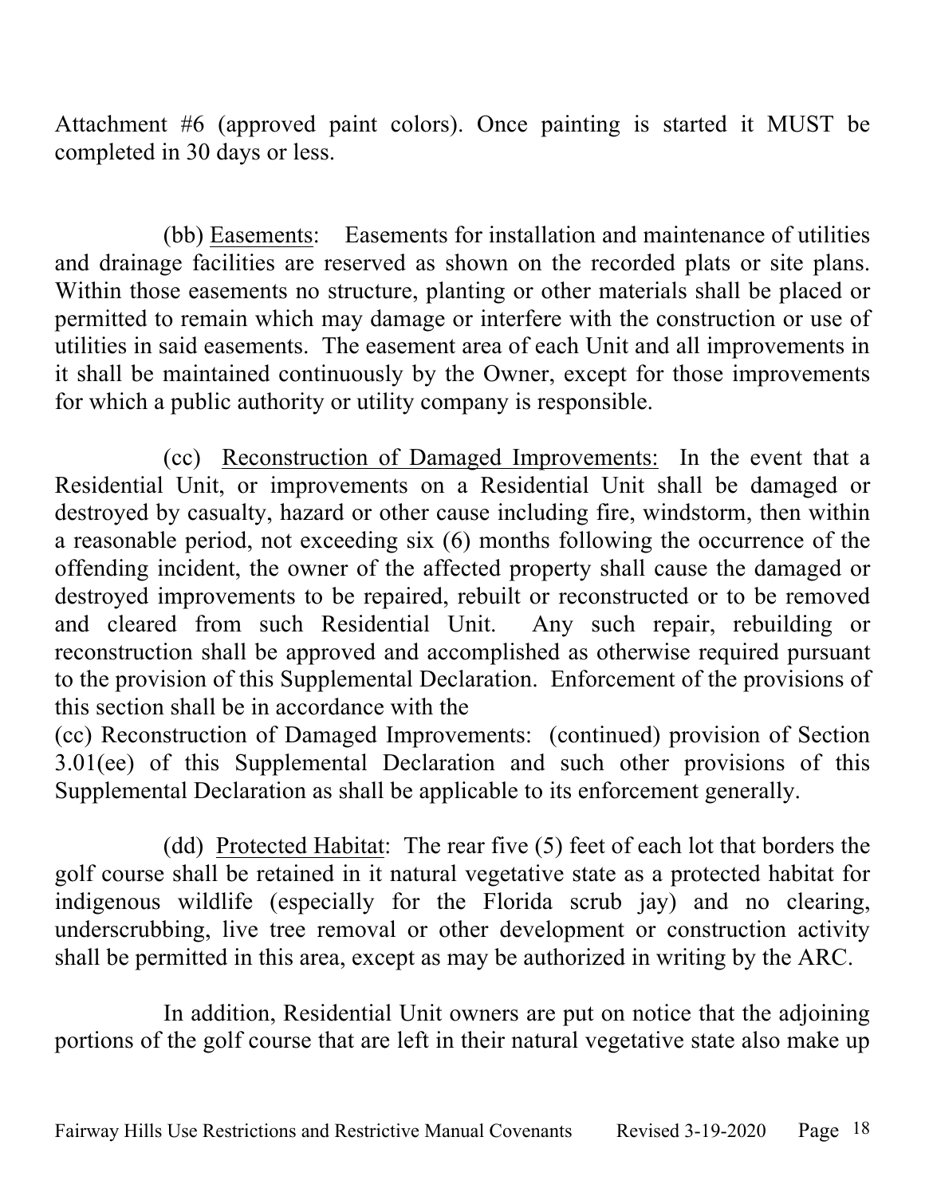Attachment #6 (approved paint colors). Once painting is started it MUST be completed in 30 days or less.

(bb) Easements: Easements for installation and maintenance of utilities and drainage facilities are reserved as shown on the recorded plats or site plans. Within those easements no structure, planting or other materials shall be placed or permitted to remain which may damage or interfere with the construction or use of utilities in said easements. The easement area of each Unit and all improvements in it shall be maintained continuously by the Owner, except for those improvements for which a public authority or utility company is responsible.

(cc) Reconstruction of Damaged Improvements: In the event that a Residential Unit, or improvements on a Residential Unit shall be damaged or destroyed by casualty, hazard or other cause including fire, windstorm, then within a reasonable period, not exceeding six (6) months following the occurrence of the offending incident, the owner of the affected property shall cause the damaged or destroyed improvements to be repaired, rebuilt or reconstructed or to be removed and cleared from such Residential Unit. Any such repair, rebuilding or reconstruction shall be approved and accomplished as otherwise required pursuant to the provision of this Supplemental Declaration. Enforcement of the provisions of this section shall be in accordance with the
(cc) Reconstruction of Damaged Improvements: (continued) provision of Section 3.01(ee) of this Supplemental Declaration and such other provisions of this Supplemental Declaration as shall be applicable to its enforcement generally.

(dd) Protected Habitat: The rear five (5) feet of each lot that borders the golf course shall be retained in it natural vegetative state as a protected habitat for indigenous wildlife (especially for the Florida scrub jay) and no clearing, underscrubbing, live tree removal or other development or construction activity shall be permitted in this area, except as may be authorized in writing by the ARC.

In addition, Residential Unit owners are put on notice that the adjoining portions of the golf course that are left in their natural vegetative state also make up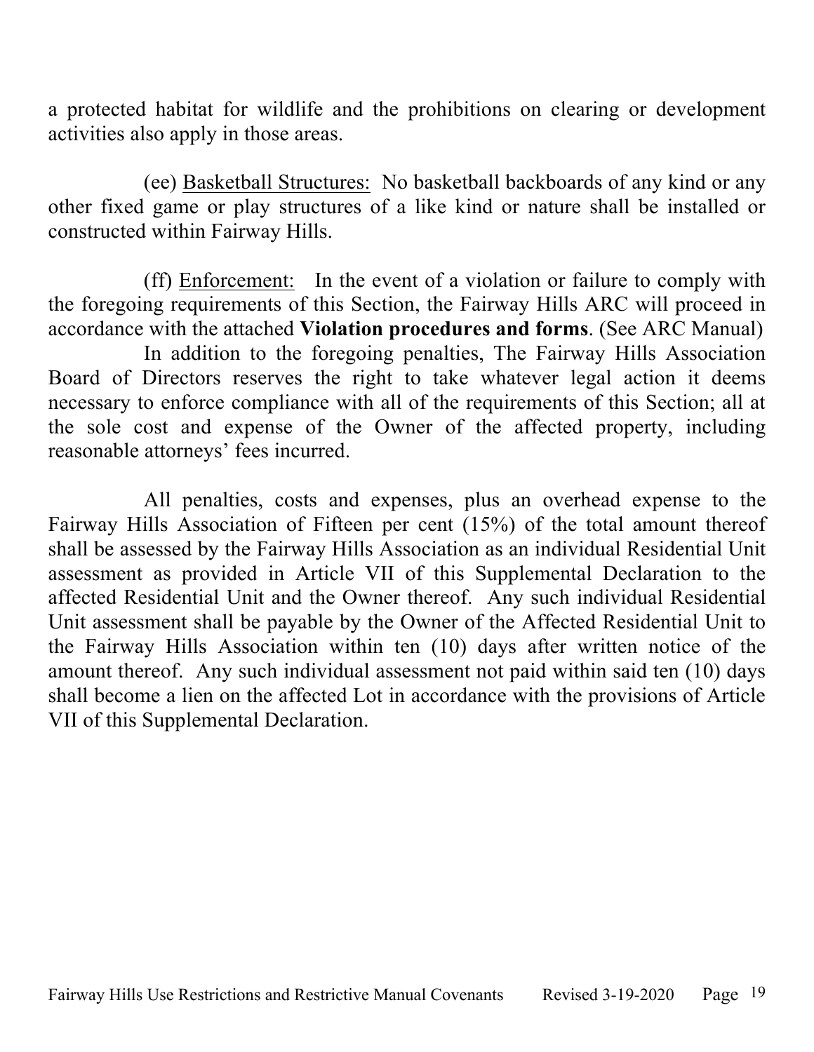a protected habitat for wildlife and the prohibitions on clearing or development activities also apply in those areas.

(ee) Basketball Structures: No basketball backboards of any kind or any other fixed game or play structures of a like kind or nature shall be installed or constructed within Fairway Hills.

(ff) Enforcement: In the event of a violation or failure to comply with the foregoing requirements of this Section, the Fairway Hills ARC will proceed in accordance with the attached **Violation procedures and forms**. (See ARC Manual)

In addition to the foregoing penalties, The Fairway Hills Association Board of Directors reserves the right to take whatever legal action it deems necessary to enforce compliance with all of the requirements of this Section; all at the sole cost and expense of the Owner of the affected property, including reasonable attorneys' fees incurred.

All penalties, costs and expenses, plus an overhead expense to the Fairway Hills Association of Fifteen per cent (15%) of the total amount thereof shall be assessed by the Fairway Hills Association as an individual Residential Unit assessment as provided in Article VII of this Supplemental Declaration to the affected Residential Unit and the Owner thereof. Any such individual Residential Unit assessment shall be payable by the Owner of the Affected Residential Unit to the Fairway Hills Association within ten (10) days after written notice of the amount thereof. Any such individual assessment not paid within said ten (10) days shall become a lien on the affected Lot in accordance with the provisions of Article VII of this Supplemental Declaration.